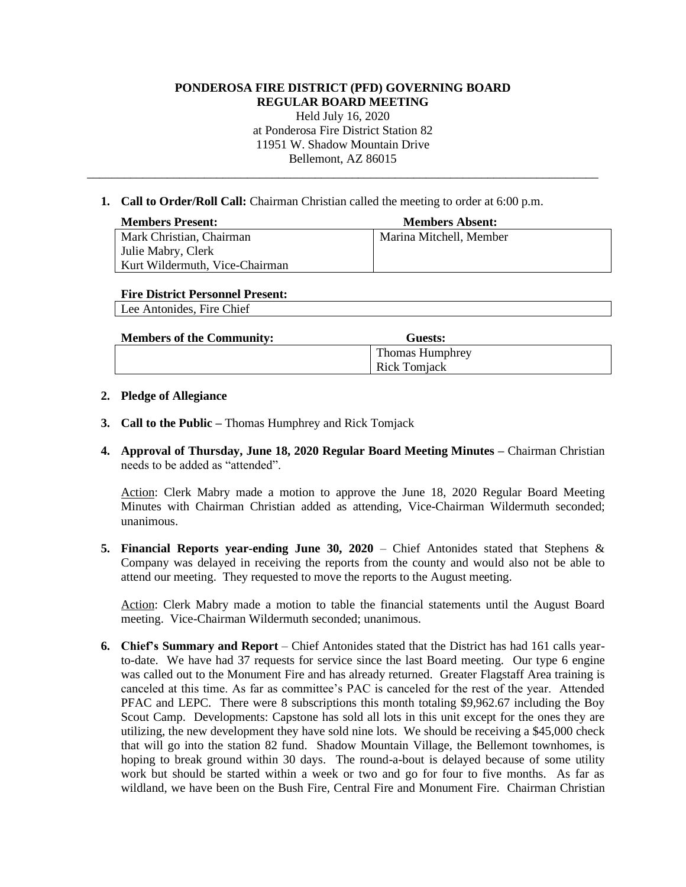**PONDEROSA FIRE DISTRICT (PFD) GOVERNING BOARD**
**REGULAR BOARD MEETING**

Held July 16, 2020
at Ponderosa Fire District Station 82
11951 W. Shadow Mountain Drive
Bellemont, AZ 86015

---

1. **Call to Order/Roll Call:** Chairman Christian called the meeting to order at 6:00 p.m.

| Members Present: | Members Absent: |
|---|---|
| Mark Christian, Chairman<br>Julie Mabry, Clerk<br>Kurt Wildermuth, Vice-Chairman | Marina Mitchell, Member |

| Fire District Personnel Present: |
|---|
| Lee Antonides, Fire Chief |

| Members of the Community: | Guests: |
|---|---|
| | Thomas Humphrey<br>Rick Tomjack |

2. **Pledge of Allegiance**

3. **Call to the Public –** Thomas Humphrey and Rick Tomjack

4. **Approval of Thursday, June 18, 2020 Regular Board Meeting Minutes –** Chairman Christian needs to be added as "attended".

   Action: Clerk Mabry made a motion to approve the June 18, 2020 Regular Board Meeting Minutes with Chairman Christian added as attending, Vice-Chairman Wildermuth seconded; unanimous.

5. **Financial Reports year-ending June 30, 2020** – Chief Antonides stated that Stephens & Company was delayed in receiving the reports from the county and would also not be able to attend our meeting. They requested to move the reports to the August meeting.

   Action: Clerk Mabry made a motion to table the financial statements until the August Board meeting. Vice-Chairman Wildermuth seconded; unanimous.

6. **Chief's Summary and Report** – Chief Antonides stated that the District has had 161 calls year-to-date. We have had 37 requests for service since the last Board meeting. Our type 6 engine was called out to the Monument Fire and has already returned. Greater Flagstaff Area training is canceled at this time. As far as committee's PAC is canceled for the rest of the year. Attended PFAC and LEPC. There were 8 subscriptions this month totaling $9,962.67 including the Boy Scout Camp. Developments: Capstone has sold all lots in this unit except for the ones they are utilizing, the new development they have sold nine lots. We should be receiving a $45,000 check that will go into the station 82 fund. Shadow Mountain Village, the Bellemont townhomes, is hoping to break ground within 30 days. The round-a-bout is delayed because of some utility work but should be started within a week or two and go for four to five months. As far as wildland, we have been on the Bush Fire, Central Fire and Monument Fire. Chairman Christian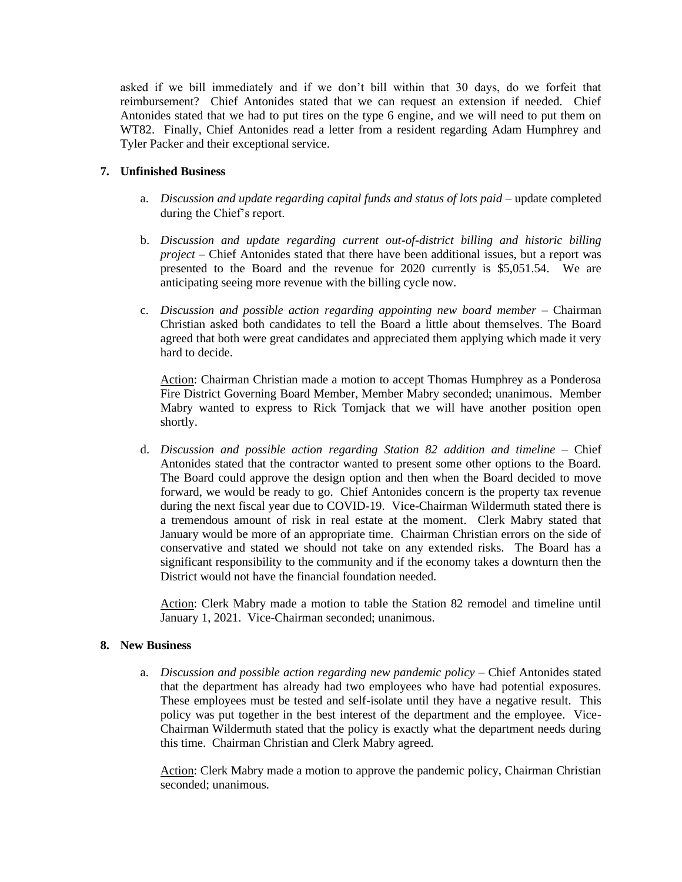asked if we bill immediately and if we don't bill within that 30 days, do we forfeit that reimbursement? Chief Antonides stated that we can request an extension if needed. Chief Antonides stated that we had to put tires on the type 6 engine, and we will need to put them on WT82. Finally, Chief Antonides read a letter from a resident regarding Adam Humphrey and Tyler Packer and their exceptional service.

**7. Unfinished Business**

a. *Discussion and update regarding capital funds and status of lots paid* – update completed during the Chief's report.

b. *Discussion and update regarding current out-of-district billing and historic billing project* – Chief Antonides stated that there have been additional issues, but a report was presented to the Board and the revenue for 2020 currently is $5,051.54. We are anticipating seeing more revenue with the billing cycle now.

c. *Discussion and possible action regarding appointing new board member* – Chairman Christian asked both candidates to tell the Board a little about themselves. The Board agreed that both were great candidates and appreciated them applying which made it very hard to decide.

Action: Chairman Christian made a motion to accept Thomas Humphrey as a Ponderosa Fire District Governing Board Member, Member Mabry seconded; unanimous. Member Mabry wanted to express to Rick Tomjack that we will have another position open shortly.

d. *Discussion and possible action regarding Station 82 addition and timeline* – Chief Antonides stated that the contractor wanted to present some other options to the Board. The Board could approve the design option and then when the Board decided to move forward, we would be ready to go. Chief Antonides concern is the property tax revenue during the next fiscal year due to COVID-19. Vice-Chairman Wildermuth stated there is a tremendous amount of risk in real estate at the moment. Clerk Mabry stated that January would be more of an appropriate time. Chairman Christian errors on the side of conservative and stated we should not take on any extended risks. The Board has a significant responsibility to the community and if the economy takes a downturn then the District would not have the financial foundation needed.

Action: Clerk Mabry made a motion to table the Station 82 remodel and timeline until January 1, 2021. Vice-Chairman seconded; unanimous.

**8. New Business**

a. *Discussion and possible action regarding new pandemic policy* – Chief Antonides stated that the department has already had two employees who have had potential exposures. These employees must be tested and self-isolate until they have a negative result. This policy was put together in the best interest of the department and the employee. Vice-Chairman Wildermuth stated that the policy is exactly what the department needs during this time. Chairman Christian and Clerk Mabry agreed.

Action: Clerk Mabry made a motion to approve the pandemic policy, Chairman Christian seconded; unanimous.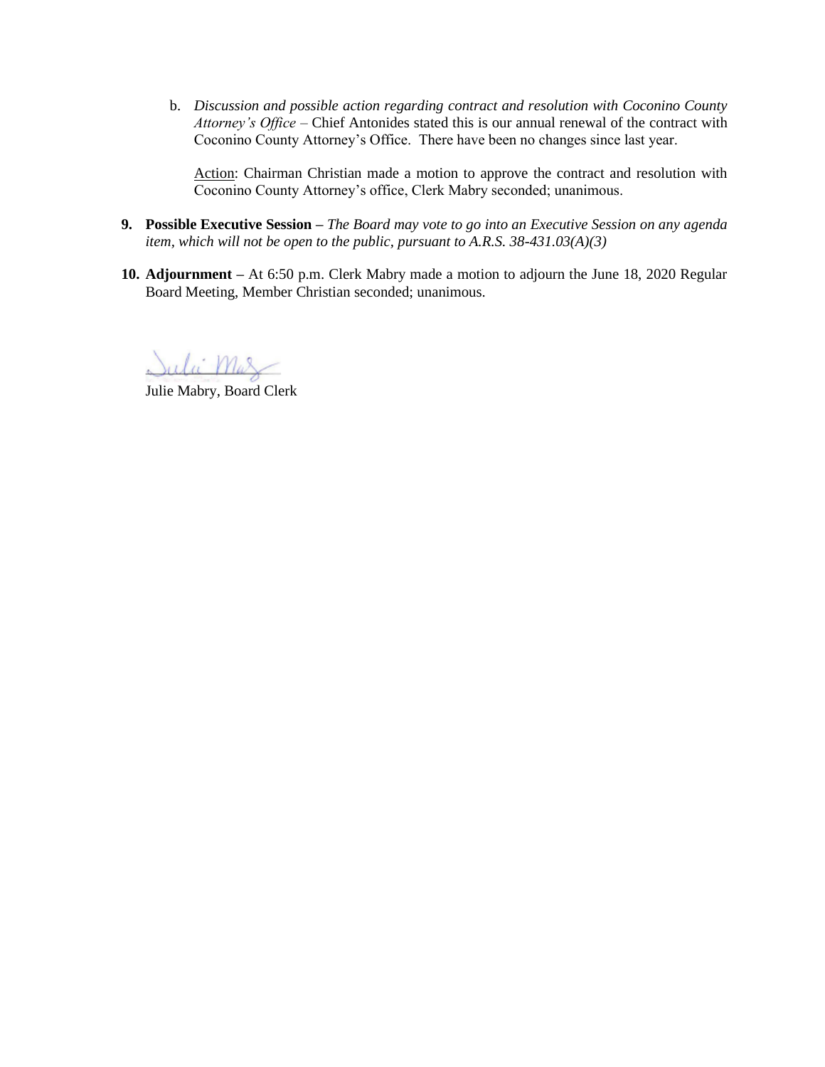b. *Discussion and possible action regarding contract and resolution with Coconino County Attorney's Office* – Chief Antonides stated this is our annual renewal of the contract with Coconino County Attorney's Office. There have been no changes since last year.

   Action: Chairman Christian made a motion to approve the contract and resolution with Coconino County Attorney's office, Clerk Mabry seconded; unanimous.

**9. Possible Executive Session –** *The Board may vote to go into an Executive Session on any agenda item, which will not be open to the public, pursuant to A.R.S. 38-431.03(A)(3)*

**10. Adjournment –** At 6:50 p.m. Clerk Mabry made a motion to adjourn the June 18, 2020 Regular Board Meeting, Member Christian seconded; unanimous.

Julie Mabry, Board Clerk